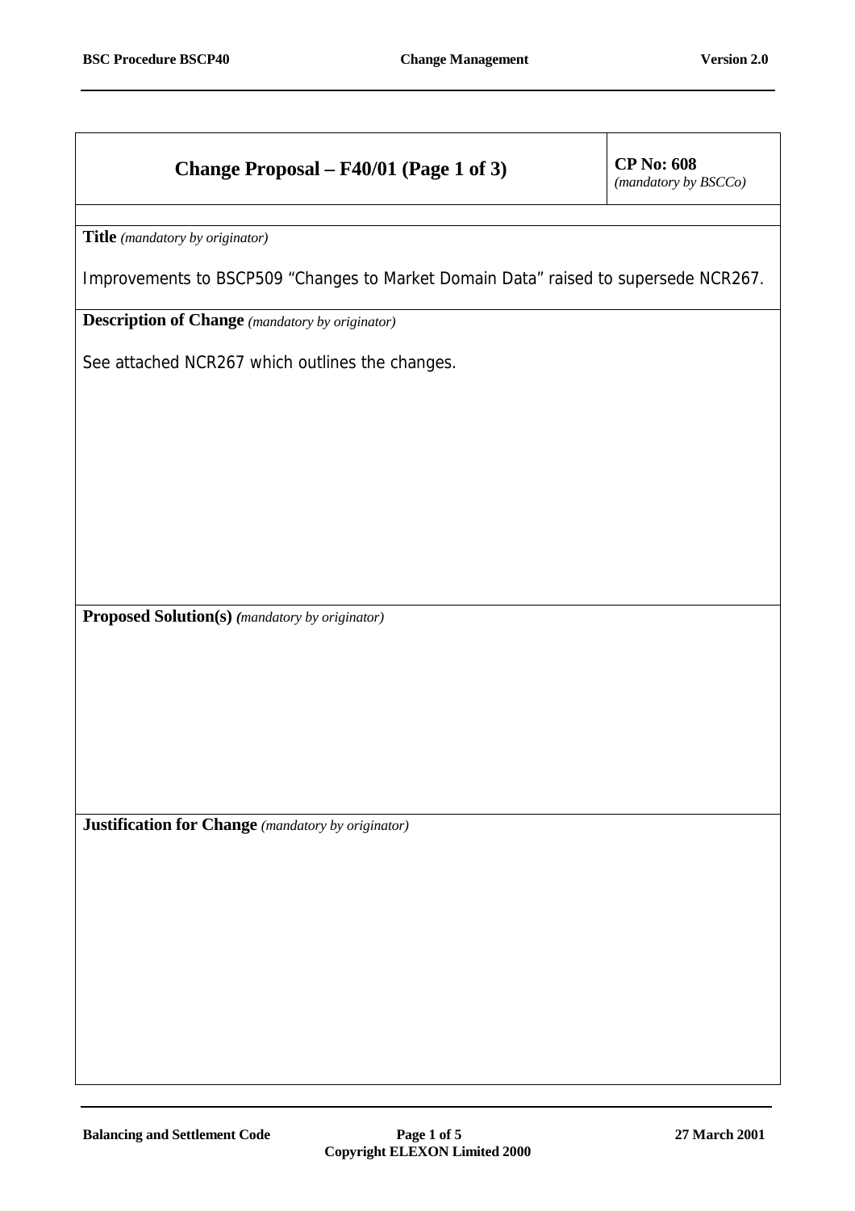## Change Proposal – F40/01 (Page 1 of 3)

**CP No: 608**
*(mandatory by BSCCo)*

**Title** *(mandatory by originator)*

Improvements to BSCP509 "Changes to Market Domain Data" raised to supersede NCR267.

**Description of Change** *(mandatory by originator)*

See attached NCR267 which outlines the changes.

**Proposed Solution(s)** *(mandatory by originator)*

**Justification for Change** *(mandatory by originator)*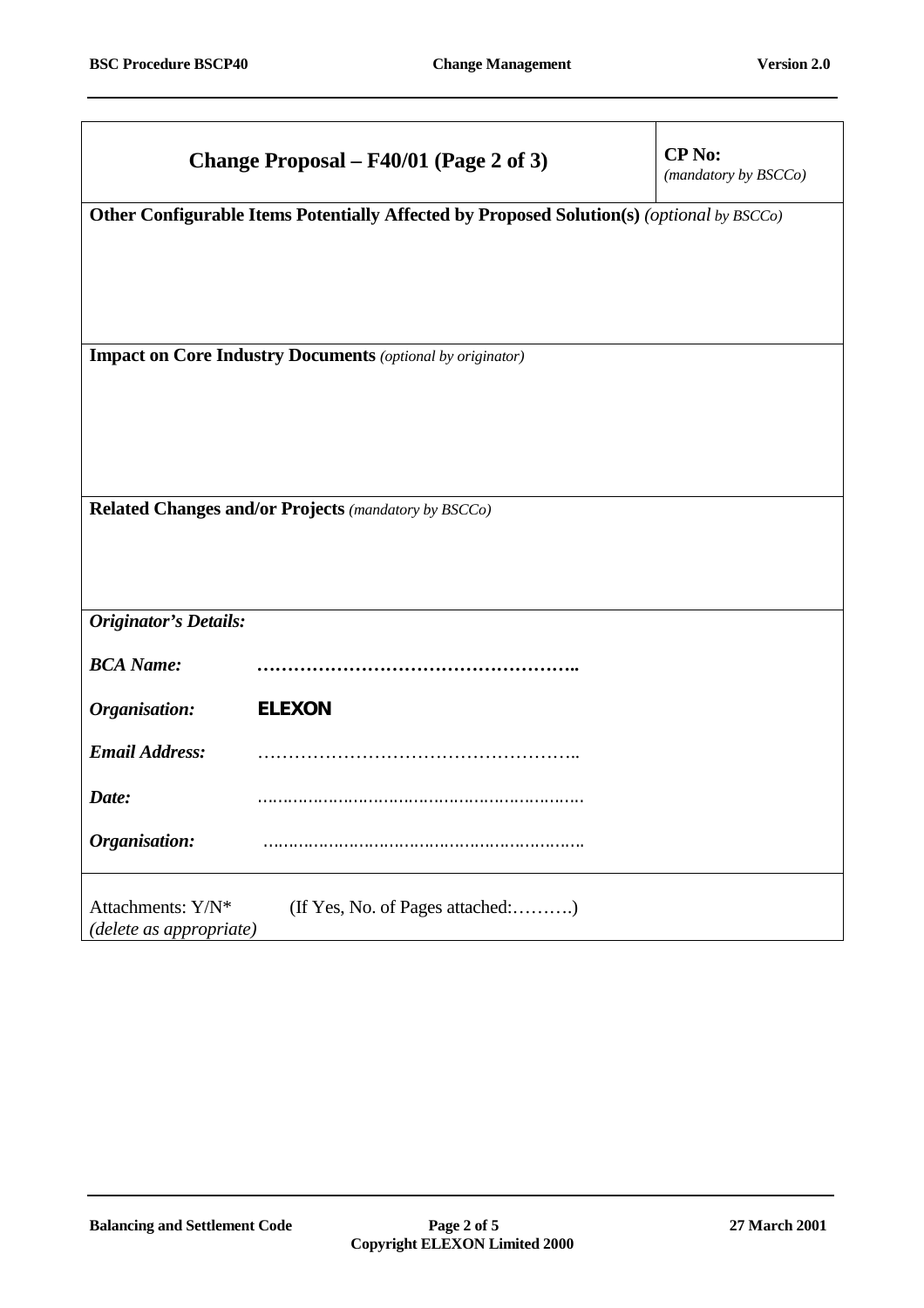| **Change Proposal – F40/01 (Page 2 of 3)** | **CP No:** *(mandatory by BSCCo)* |
|---|---|

**Other Configurable Items Potentially Affected by Proposed Solution(s)** *(optional by BSCCo)*

**Impact on Core Industry Documents** *(optional by originator)*

**Related Changes and/or Projects** *(mandatory by BSCCo)*

***Originator's Details:***

***BCA Name:*** **……………………………………………..**

***Organisation:*** **ELEXON**

***Email Address:*** ……………………………………………..

***Date:*** ………………………………………………………

***Organisation:*** ……………………………………………………

Attachments: Y/N* (If Yes, No. of Pages attached:……….)
*(delete as appropriate)*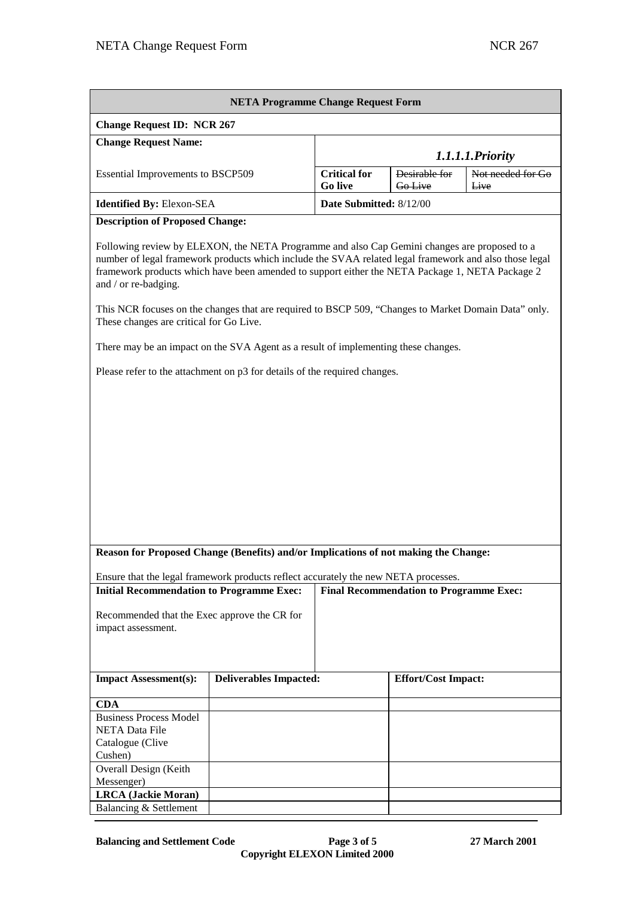| NETA Programme Change Request Form | | | | |
|---|---|---|---|---|
| **Change Request ID: NCR 267** | | | | |
| **Change Request Name:** Essential Improvements to BSCP509 | | ***1.1.1.1.Priority*** | | |
| | | **Critical for Go live** | ~~Desirable for Go Live~~ | ~~Not needed for Go Live~~ |
| **Identified By:** Elexon-SEA | | **Date Submitted:** 8/12/00 | | |

**Description of Proposed Change:**

Following review by ELEXON, the NETA Programme and also Cap Gemini changes are proposed to a number of legal framework products which include the SVAA related legal framework and also those legal framework products which have been amended to support either the NETA Package 1, NETA Package 2 and / or re-badging.

This NCR focuses on the changes that are required to BSCP 509, "Changes to Market Domain Data" only. These changes are critical for Go Live.

There may be an impact on the SVA Agent as a result of implementing these changes.

Please refer to the attachment on p3 for details of the required changes.

**Reason for Proposed Change (Benefits) and/or Implications of not making the Change:**

Ensure that the legal framework products reflect accurately the new NETA processes.

| **Initial Recommendation to Programme Exec:** | **Final Recommendation to Programme Exec:** |
|---|---|
| Recommended that the Exec approve the CR for impact assessment. | |

| **Impact Assessment(s):** | **Deliverables Impacted:** | **Effort/Cost Impact:** |
|---|---|---|
| **CDA** | | |
| Business Process Model NETA Data File Catalogue (Clive Cushen) | | |
| Overall Design (Keith Messenger) | | |
| **LRCA (Jackie Moran)** | | |
| Balancing & Settlement | | |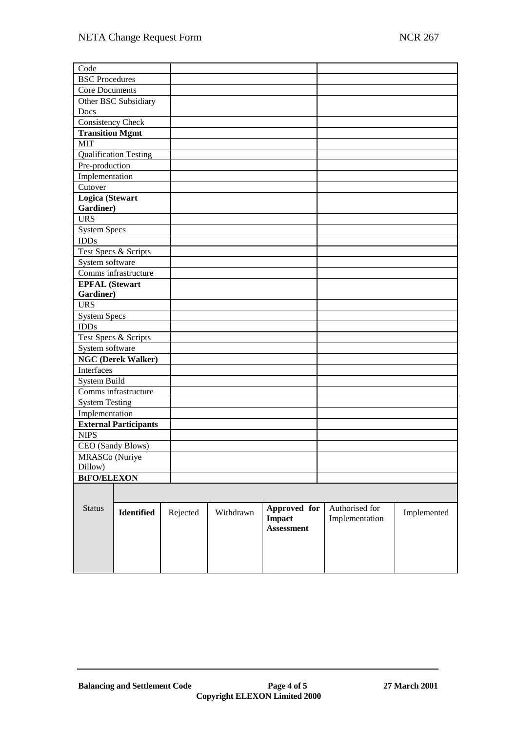| | | |
|---|---|---|
| Code | | |
| BSC Procedures | | |
| Core Documents | | |
| Other BSC Subsidiary Docs | | |
| Consistency Check | | |
| **Transition Mgmt** | | |
| MIT | | |
| Qualification Testing | | |
| Pre-production | | |
| Implementation | | |
| Cutover | | |
| **Logica (Stewart Gardiner)** | | |
| URS | | |
| System Specs | | |
| IDDs | | |
| Test Specs & Scripts | | |
| System software | | |
| Comms infrastructure | | |
| **EPFAL (Stewart Gardiner)** | | |
| URS | | |
| System Specs | | |
| IDDs | | |
| Test Specs & Scripts | | |
| System software | | |
| **NGC (Derek Walker)** | | |
| Interfaces | | |
| System Build | | |
| Comms infrastructure | | |
| System Testing | | |
| Implementation | | |
| **External Participants** | | |
| NIPS | | |
| CEO (Sandy Blows) | | |
| MRASCo (Nuriye Dillow) | | |
| **BtFO/ELEXON** | | |

| Status | **Identified** | Rejected | Withdrawn | **Approved for Impact Assessment** | Authorised for Implementation | Implemented |
|---|---|---|---|---|---|---|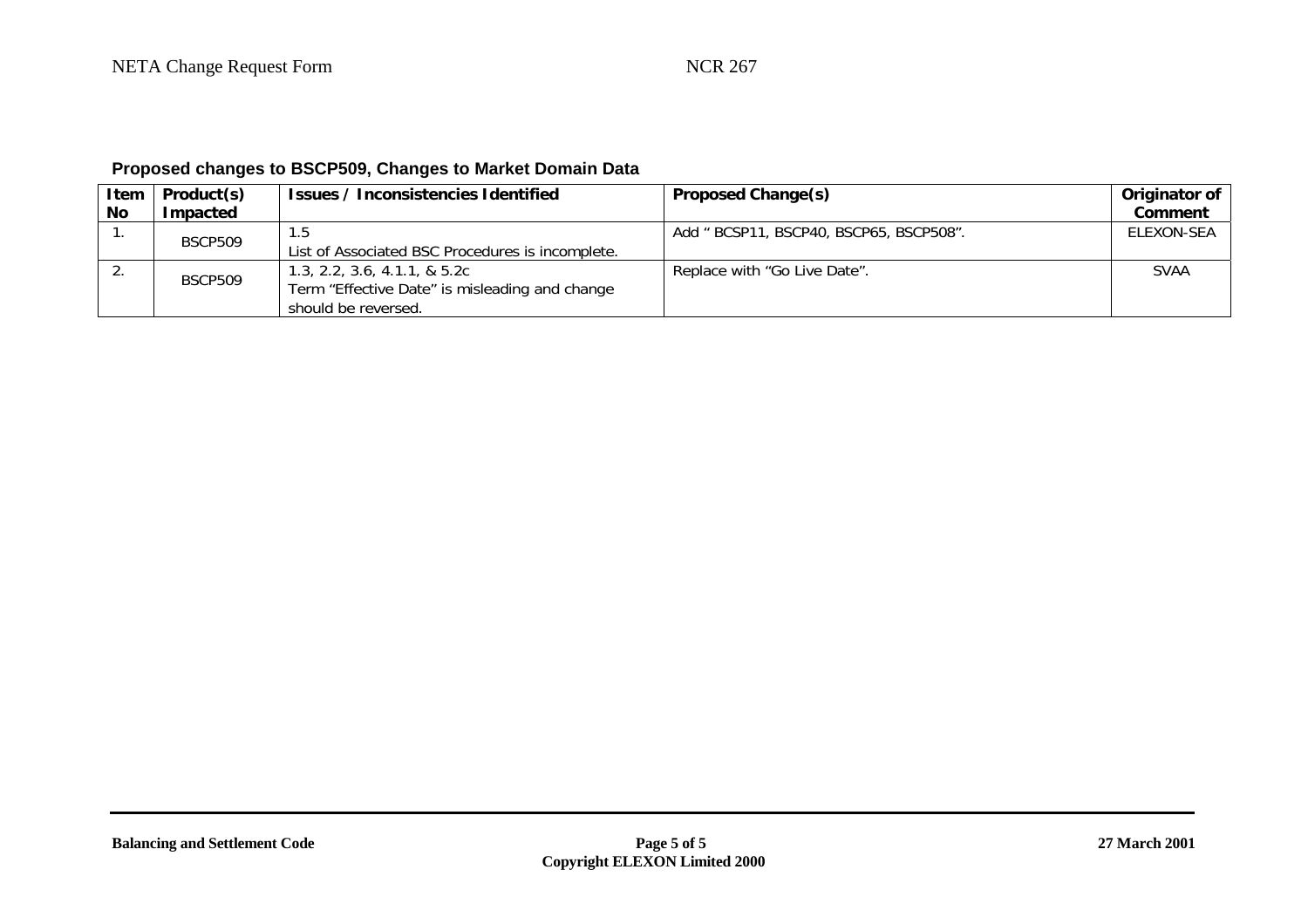**Proposed changes to BSCP509, Changes to Market Domain Data**

| Item No | Product(s) Impacted | Issues / Inconsistencies Identified | Proposed Change(s) | Originator of Comment |
|---|---|---|---|---|
| 1. | BSCP509 | 1.5<br>List of Associated BSC Procedures is incomplete. | Add " BCSP11, BSCP40, BSCP65, BSCP508". | ELEXON-SEA |
| 2. | BSCP509 | 1.3, 2.2, 3.6, 4.1.1, & 5.2c<br>Term "Effective Date" is misleading and change should be reversed. | Replace with "Go Live Date". | SVAA |